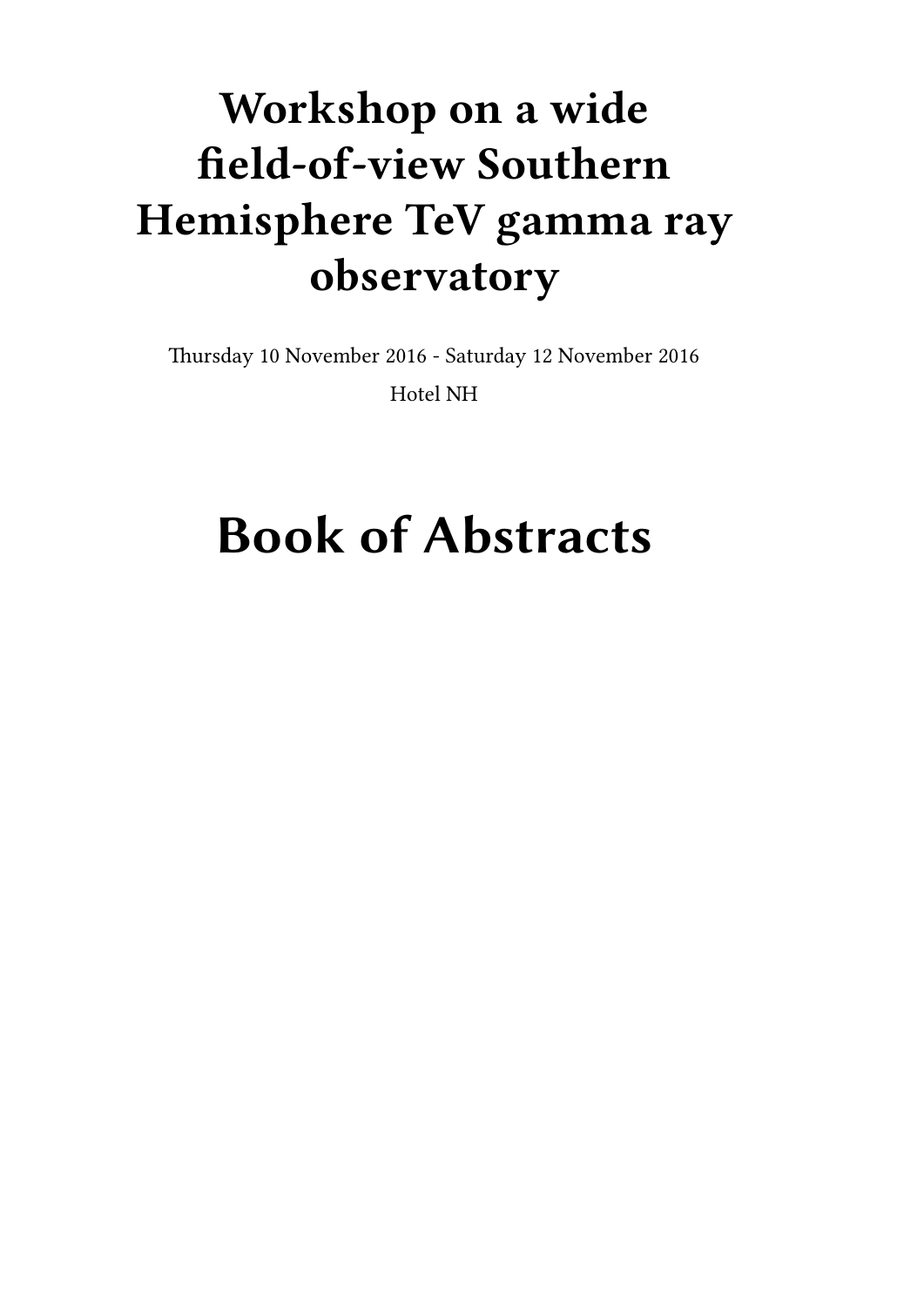# Workshop on a wide field-of-view Southern Hemisphere TeV gamma ray observatory

Thursday 10 November 2016 - Saturday 12 November 2016

Hotel NH

# Book of Abstracts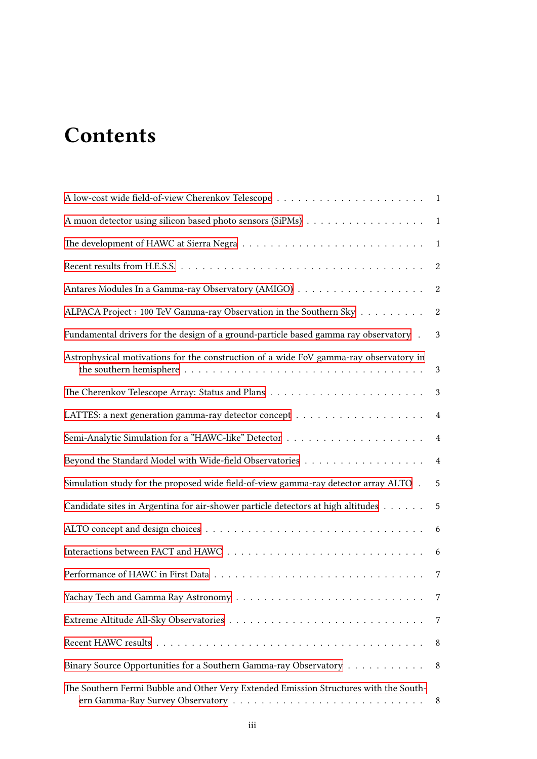# Contents

A low-cost wide field-of-view Cherenkov Telescope . . . . . . . . . . . . . . . . . . . . . . 1

A muon detector using silicon based photo sensors (SiPMs) . . . . . . . . . . . . . . . . . 1

The development of HAWC at Sierra Negra . . . . . . . . . . . . . . . . . . . . . . . . . 1

Recent results from H.E.S.S. . . . . . . . . . . . . . . . . . . . . . . . . . . . . . . . . . . 2

Antares Modules In a Gamma-ray Observatory (AMIGO) . . . . . . . . . . . . . . . . . . 2

ALPACA Project : 100 TeV Gamma-ray Observation in the Southern Sky . . . . . . . . . 2

Fundamental drivers for the design of a ground-particle based gamma ray observatory . 3

Astrophysical motivations for the construction of a wide FoV gamma-ray observatory in the southern hemisphere . . . . . . . . . . . . . . . . . . . . . . . . . . . . . . . . . 3

The Cherenkov Telescope Array: Status and Plans . . . . . . . . . . . . . . . . . . . . . . 3

LATTES: a next generation gamma-ray detector concept . . . . . . . . . . . . . . . . . . 4

Semi-Analytic Simulation for a "HAWC-like" Detector . . . . . . . . . . . . . . . . . . . . 4

Beyond the Standard Model with Wide-field Observatories . . . . . . . . . . . . . . . . . 4

Simulation study for the proposed wide field-of-view gamma-ray detector array ALTO . 5

Candidate sites in Argentina for air-shower particle detectors at high altitudes . . . . . . 5

ALTO concept and design choices . . . . . . . . . . . . . . . . . . . . . . . . . . . . . . . 6

Interactions between FACT and HAWC . . . . . . . . . . . . . . . . . . . . . . . . . . . . 6

Performance of HAWC in First Data . . . . . . . . . . . . . . . . . . . . . . . . . . . . . 7

Yachay Tech and Gamma Ray Astronomy . . . . . . . . . . . . . . . . . . . . . . . . . . 7

Extreme Altitude All-Sky Observatories . . . . . . . . . . . . . . . . . . . . . . . . . . . . 7

Recent HAWC results . . . . . . . . . . . . . . . . . . . . . . . . . . . . . . . . . . . . . 8

Binary Source Opportunities for a Southern Gamma-ray Observatory . . . . . . . . . . . 8

The Southern Fermi Bubble and Other Very Extended Emission Structures with the Southern Gamma-Ray Survey Observatory . . . . . . . . . . . . . . . . . . . . . . . . . . . 8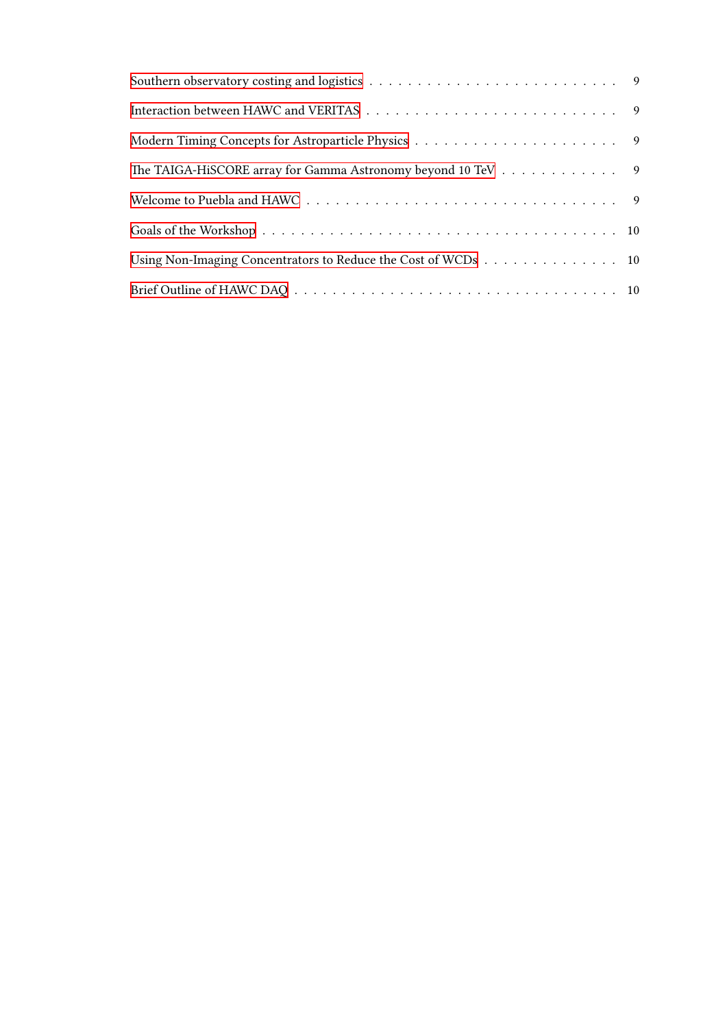Southern observatory costing and logistics . . . . . . . . . . . . . . . . . . . . . . . . . 9

Interaction between HAWC and VERITAS . . . . . . . . . . . . . . . . . . . . . . . . . 9

Modern Timing Concepts for Astroparticle Physics . . . . . . . . . . . . . . . . . . . . . 9

The TAIGA-HiSCORE array for Gamma Astronomy beyond 10 TeV . . . . . . . . . . . . 9

Welcome to Puebla and HAWC . . . . . . . . . . . . . . . . . . . . . . . . . . . . . . 9

Goals of the Workshop . . . . . . . . . . . . . . . . . . . . . . . . . . . . . . . . . . 10

Using Non-Imaging Concentrators to Reduce the Cost of WCDs . . . . . . . . . . . . . . 10

Brief Outline of HAWC DAQ . . . . . . . . . . . . . . . . . . . . . . . . . . . . . . . 10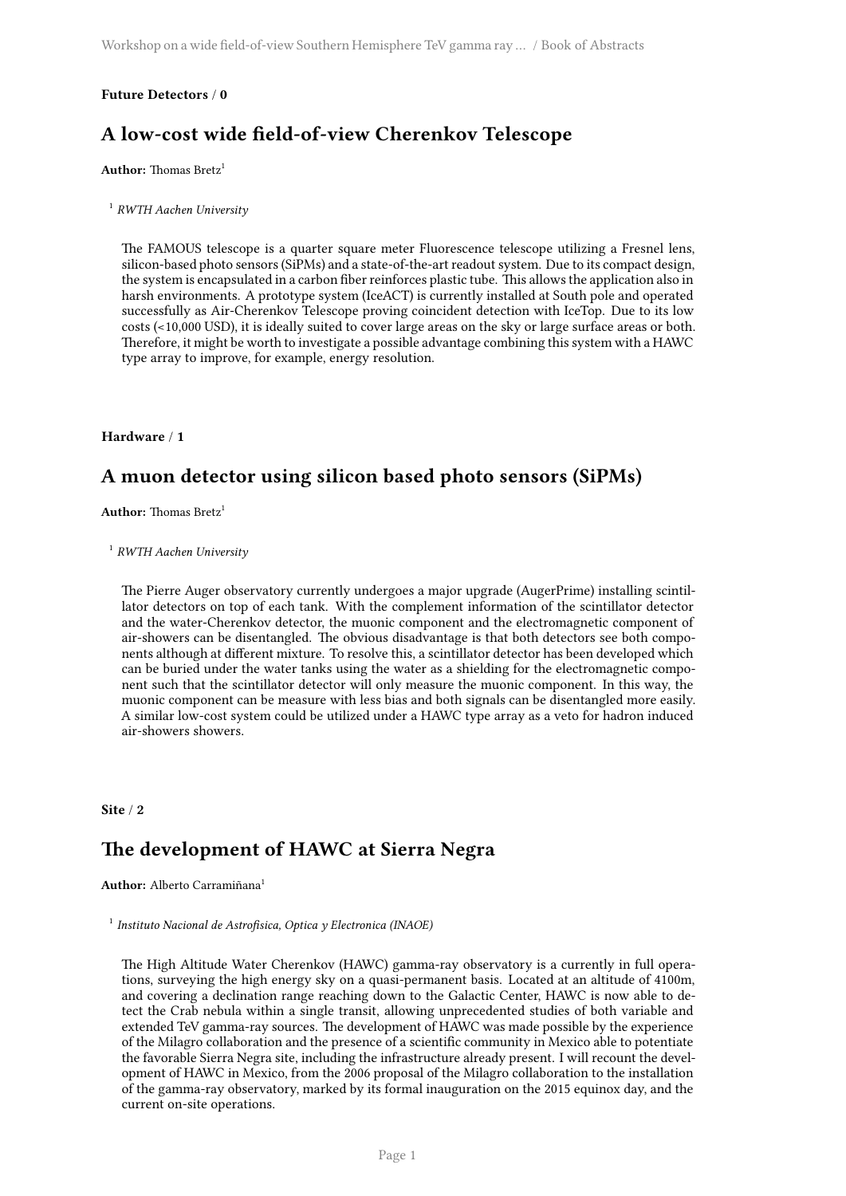**Future Detectors / 0**

## A low-cost wide field-of-view Cherenkov Telescope

**Author:** Thomas Bretz[1]

[1] *RWTH Aachen University*

The FAMOUS telescope is a quarter square meter Fluorescence telescope utilizing a Fresnel lens, silicon-based photo sensors (SiPMs) and a state-of-the-art readout system. Due to its compact design, the system is encapsulated in a carbon fiber reinforces plastic tube. This allows the application also in harsh environments. A prototype system (IceACT) is currently installed at South pole and operated successfully as Air-Cherenkov Telescope proving coincident detection with IceTop. Due to its low costs (<10,000 USD), it is ideally suited to cover large areas on the sky or large surface areas or both. Therefore, it might be worth to investigate a possible advantage combining this system with a HAWC type array to improve, for example, energy resolution.

**Hardware / 1**

## A muon detector using silicon based photo sensors (SiPMs)

**Author:** Thomas Bretz[1]

[1] *RWTH Aachen University*

The Pierre Auger observatory currently undergoes a major upgrade (AugerPrime) installing scintillator detectors on top of each tank. With the complement information of the scintillator detector and the water-Cherenkov detector, the muonic component and the electromagnetic component of air-showers can be disentangled. The obvious disadvantage is that both detectors see both components although at different mixture. To resolve this, a scintillator detector has been developed which can be buried under the water tanks using the water as a shielding for the electromagnetic component such that the scintillator detector will only measure the muonic component. In this way, the muonic component can be measure with less bias and both signals can be disentangled more easily. A similar low-cost system could be utilized under a HAWC type array as a veto for hadron induced air-showers showers.

**Site / 2**

## The development of HAWC at Sierra Negra

**Author:** Alberto Carramiñana[1]

[1] *Instituto Nacional de Astrofisica, Optica y Electronica (INAOE)*

The High Altitude Water Cherenkov (HAWC) gamma-ray observatory is a currently in full operations, surveying the high energy sky on a quasi-permanent basis. Located at an altitude of 4100m, and covering a declination range reaching down to the Galactic Center, HAWC is now able to detect the Crab nebula within a single transit, allowing unprecedented studies of both variable and extended TeV gamma-ray sources. The development of HAWC was made possible by the experience of the Milagro collaboration and the presence of a scientific community in Mexico able to potentiate the favorable Sierra Negra site, including the infrastructure already present. I will recount the development of HAWC in Mexico, from the 2006 proposal of the Milagro collaboration to the installation of the gamma-ray observatory, marked by its formal inauguration on the 2015 equinox day, and the current on-site operations.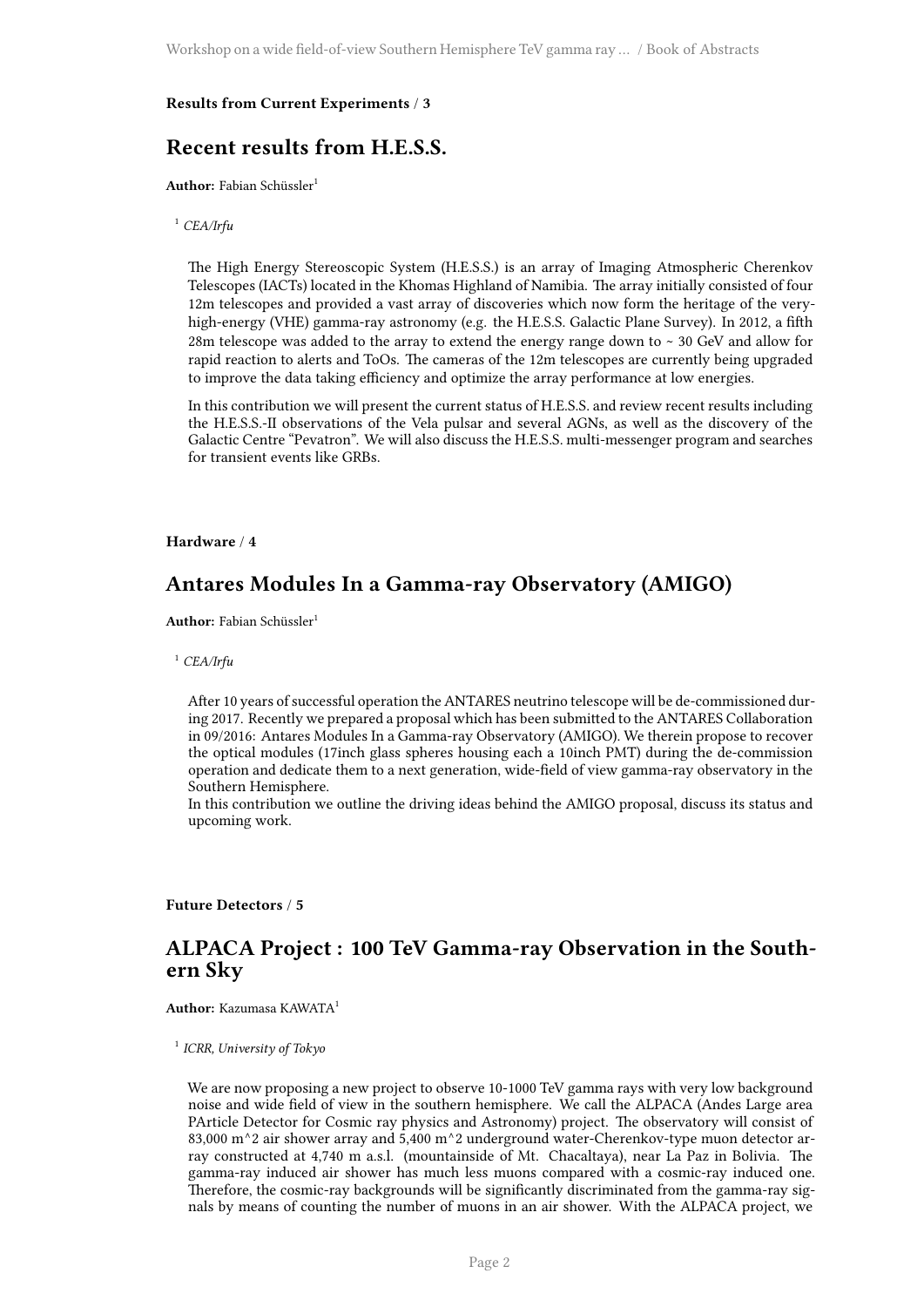**Results from Current Experiments** / **3**

## Recent results from H.E.S.S.

**Author:** Fabian Schüssler[1]

[1] *CEA/Irfu*

The High Energy Stereoscopic System (H.E.S.S.) is an array of Imaging Atmospheric Cherenkov Telescopes (IACTs) located in the Khomas Highland of Namibia. The array initially consisted of four 12m telescopes and provided a vast array of discoveries which now form the heritage of the very-high-energy (VHE) gamma-ray astronomy (e.g. the H.E.S.S. Galactic Plane Survey). In 2012, a fifth 28m telescope was added to the array to extend the energy range down to ~ 30 GeV and allow for rapid reaction to alerts and ToOs. The cameras of the 12m telescopes are currently being upgraded to improve the data taking efficiency and optimize the array performance at low energies.

In this contribution we will present the current status of H.E.S.S. and review recent results including the H.E.S.S.-II observations of the Vela pulsar and several AGNs, as well as the discovery of the Galactic Centre "Pevatron". We will also discuss the H.E.S.S. multi-messenger program and searches for transient events like GRBs.

**Hardware** / **4**

## Antares Modules In a Gamma-ray Observatory (AMIGO)

**Author:** Fabian Schüssler[1]

[1] *CEA/Irfu*

After 10 years of successful operation the ANTARES neutrino telescope will be de-commissioned during 2017. Recently we prepared a proposal which has been submitted to the ANTARES Collaboration in 09/2016: Antares Modules In a Gamma-ray Observatory (AMIGO). We therein propose to recover the optical modules (17inch glass spheres housing each a 10inch PMT) during the de-commission operation and dedicate them to a next generation, wide-field of view gamma-ray observatory in the Southern Hemisphere.
In this contribution we outline the driving ideas behind the AMIGO proposal, discuss its status and upcoming work.

**Future Detectors** / **5**

## ALPACA Project : 100 TeV Gamma-ray Observation in the Southern Sky

**Author:** Kazumasa KAWATA[1]

[1] *ICRR, University of Tokyo*

We are now proposing a new project to observe 10-1000 TeV gamma rays with very low background noise and wide field of view in the southern hemisphere. We call the ALPACA (Andes Large area PArticle Detector for Cosmic ray physics and Astronomy) project. The observatory will consist of 83,000 m^2 air shower array and 5,400 m^2 underground water-Cherenkov-type muon detector array constructed at 4,740 m a.s.l. (mountainside of Mt. Chacaltaya), near La Paz in Bolivia. The gamma-ray induced air shower has much less muons compared with a cosmic-ray induced one. Therefore, the cosmic-ray backgrounds will be significantly discriminated from the gamma-ray signals by means of counting the number of muons in an air shower. With the ALPACA project, we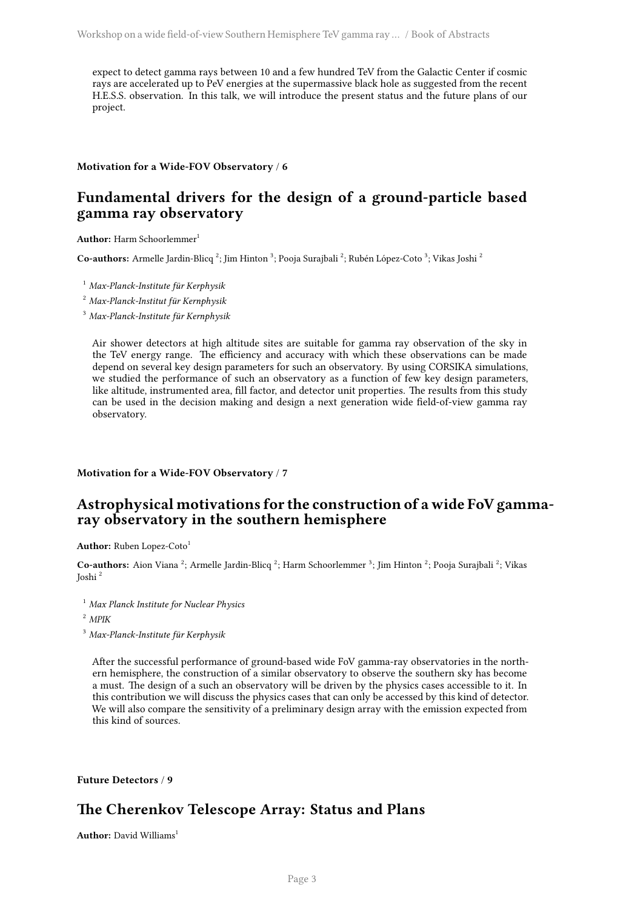expect to detect gamma rays between 10 and a few hundred TeV from the Galactic Center if cosmic rays are accelerated up to PeV energies at the supermassive black hole as suggested from the recent H.E.S.S. observation. In this talk, we will introduce the present status and the future plans of our project.

**Motivation for a Wide-FOV Observatory / 6**

## Fundamental drivers for the design of a ground-particle based gamma ray observatory

**Author:** Harm Schoorlemmer[1]

**Co-authors:** Armelle Jardin-Blicq [2]; Jim Hinton [3]; Pooja Surajbali [2]; Rubén López-Coto [3]; Vikas Joshi [2]

[1] *Max-Planck-Institute für Kerphysik*

[2] *Max-Planck-Institut für Kernphysik*

[3] *Max-Planck-Institute für Kernphysik*

Air shower detectors at high altitude sites are suitable for gamma ray observation of the sky in the TeV energy range. The efficiency and accuracy with which these observations can be made depend on several key design parameters for such an observatory. By using CORSIKA simulations, we studied the performance of such an observatory as a function of few key design parameters, like altitude, instrumented area, fill factor, and detector unit properties. The results from this study can be used in the decision making and design a next generation wide field-of-view gamma ray observatory.

**Motivation for a Wide-FOV Observatory / 7**

## Astrophysical motivations for the construction of a wide FoV gamma-ray observatory in the southern hemisphere

**Author:** Ruben Lopez-Coto[1]

**Co-authors:** Aion Viana [2]; Armelle Jardin-Blicq [2]; Harm Schoorlemmer [3]; Jim Hinton [2]; Pooja Surajbali [2]; Vikas Joshi [2]

[1] *Max Planck Institute for Nuclear Physics*

[2] *MPIK*

[3] *Max-Planck-Institute für Kerphysik*

After the successful performance of ground-based wide FoV gamma-ray observatories in the northern hemisphere, the construction of a similar observatory to observe the southern sky has become a must. The design of a such an observatory will be driven by the physics cases accessible to it. In this contribution we will discuss the physics cases that can only be accessed by this kind of detector. We will also compare the sensitivity of a preliminary design array with the emission expected from this kind of sources.

**Future Detectors / 9**

## The Cherenkov Telescope Array: Status and Plans

**Author:** David Williams[1]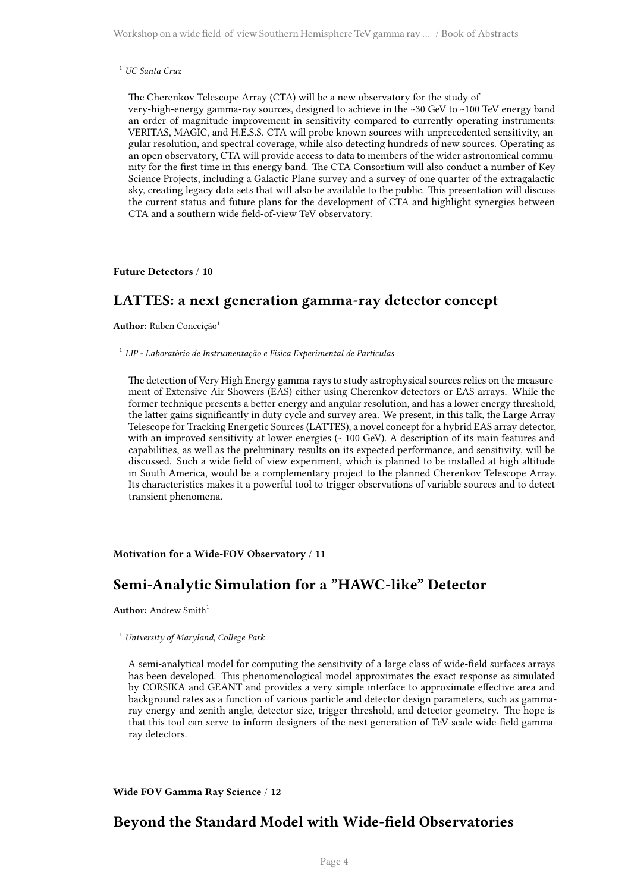[1] *UC Santa Cruz*

The Cherenkov Telescope Array (CTA) will be a new observatory for the study of very-high-energy gamma-ray sources, designed to achieve in the ~30 GeV to ~100 TeV energy band an order of magnitude improvement in sensitivity compared to currently operating instruments: VERITAS, MAGIC, and H.E.S.S. CTA will probe known sources with unprecedented sensitivity, angular resolution, and spectral coverage, while also detecting hundreds of new sources. Operating as an open observatory, CTA will provide access to data to members of the wider astronomical community for the first time in this energy band. The CTA Consortium will also conduct a number of Key Science Projects, including a Galactic Plane survey and a survey of one quarter of the extragalactic sky, creating legacy data sets that will also be available to the public. This presentation will discuss the current status and future plans for the development of CTA and highlight synergies between CTA and a southern wide field-of-view TeV observatory.

**Future Detectors** / **10**

## LATTES: a next generation gamma-ray detector concept

**Author:** Ruben Conceição[1]

[1] *LIP - Laboratório de Instrumentação e Física Experimental de Partículas*

The detection of Very High Energy gamma-rays to study astrophysical sources relies on the measurement of Extensive Air Showers (EAS) either using Cherenkov detectors or EAS arrays. While the former technique presents a better energy and angular resolution, and has a lower energy threshold, the latter gains significantly in duty cycle and survey area. We present, in this talk, the Large Array Telescope for Tracking Energetic Sources (LATTES), a novel concept for a hybrid EAS array detector, with an improved sensitivity at lower energies (~ 100 GeV). A description of its main features and capabilities, as well as the preliminary results on its expected performance, and sensitivity, will be discussed. Such a wide field of view experiment, which is planned to be installed at high altitude in South America, would be a complementary project to the planned Cherenkov Telescope Array. Its characteristics makes it a powerful tool to trigger observations of variable sources and to detect transient phenomena.

**Motivation for a Wide-FOV Observatory** / **11**

## Semi-Analytic Simulation for a "HAWC-like" Detector

**Author:** Andrew Smith[1]

[1] *University of Maryland, College Park*

A semi-analytical model for computing the sensitivity of a large class of wide-field surfaces arrays has been developed. This phenomenological model approximates the exact response as simulated by CORSIKA and GEANT and provides a very simple interface to approximate effective area and background rates as a function of various particle and detector design parameters, such as gamma-ray energy and zenith angle, detector size, trigger threshold, and detector geometry. The hope is that this tool can serve to inform designers of the next generation of TeV-scale wide-field gamma-ray detectors.

**Wide FOV Gamma Ray Science** / **12**

## Beyond the Standard Model with Wide-field Observatories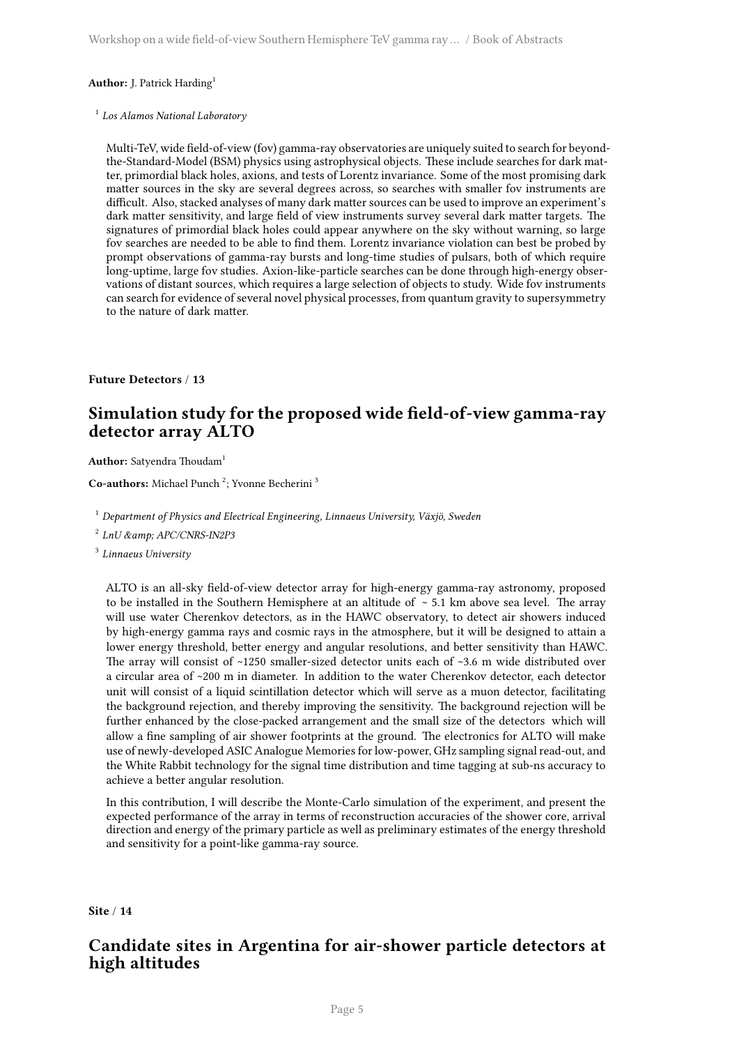**Author:** J. Patrick Harding[1]

[1] *Los Alamos National Laboratory*

Multi-TeV, wide field-of-view (fov) gamma-ray observatories are uniquely suited to search for beyond-the-Standard-Model (BSM) physics using astrophysical objects. These include searches for dark matter, primordial black holes, axions, and tests of Lorentz invariance. Some of the most promising dark matter sources in the sky are several degrees across, so searches with smaller fov instruments are difficult. Also, stacked analyses of many dark matter sources can be used to improve an experiment's dark matter sensitivity, and large field of view instruments survey several dark matter targets. The signatures of primordial black holes could appear anywhere on the sky without warning, so large fov searches are needed to be able to find them. Lorentz invariance violation can best be probed by prompt observations of gamma-ray bursts and long-time studies of pulsars, both of which require long-uptime, large fov studies. Axion-like-particle searches can be done through high-energy observations of distant sources, which requires a large selection of objects to study. Wide fov instruments can search for evidence of several novel physical processes, from quantum gravity to supersymmetry to the nature of dark matter.

**Future Detectors / 13**

## Simulation study for the proposed wide field-of-view gamma-ray detector array ALTO

**Author:** Satyendra Thoudam[1]

**Co-authors:** Michael Punch [2]; Yvonne Becherini [3]

[1] *Department of Physics and Electrical Engineering, Linnaeus University, Växjö, Sweden*

[2] *LnU &amp; APC/CNRS-IN2P3*

[3] *Linnaeus University*

ALTO is an all-sky field-of-view detector array for high-energy gamma-ray astronomy, proposed to be installed in the Southern Hemisphere at an altitude of ~ 5.1 km above sea level. The array will use water Cherenkov detectors, as in the HAWC observatory, to detect air showers induced by high-energy gamma rays and cosmic rays in the atmosphere, but it will be designed to attain a lower energy threshold, better energy and angular resolutions, and better sensitivity than HAWC. The array will consist of ~1250 smaller-sized detector units each of ~3.6 m wide distributed over a circular area of ~200 m in diameter. In addition to the water Cherenkov detector, each detector unit will consist of a liquid scintillation detector which will serve as a muon detector, facilitating the background rejection, and thereby improving the sensitivity. The background rejection will be further enhanced by the close-packed arrangement and the small size of the detectors which will allow a fine sampling of air shower footprints at the ground. The electronics for ALTO will make use of newly-developed ASIC Analogue Memories for low-power, GHz sampling signal read-out, and the White Rabbit technology for the signal time distribution and time tagging at sub-ns accuracy to achieve a better angular resolution.

In this contribution, I will describe the Monte-Carlo simulation of the experiment, and present the expected performance of the array in terms of reconstruction accuracies of the shower core, arrival direction and energy of the primary particle as well as preliminary estimates of the energy threshold and sensitivity for a point-like gamma-ray source.

**Site / 14**

## Candidate sites in Argentina for air-shower particle detectors at high altitudes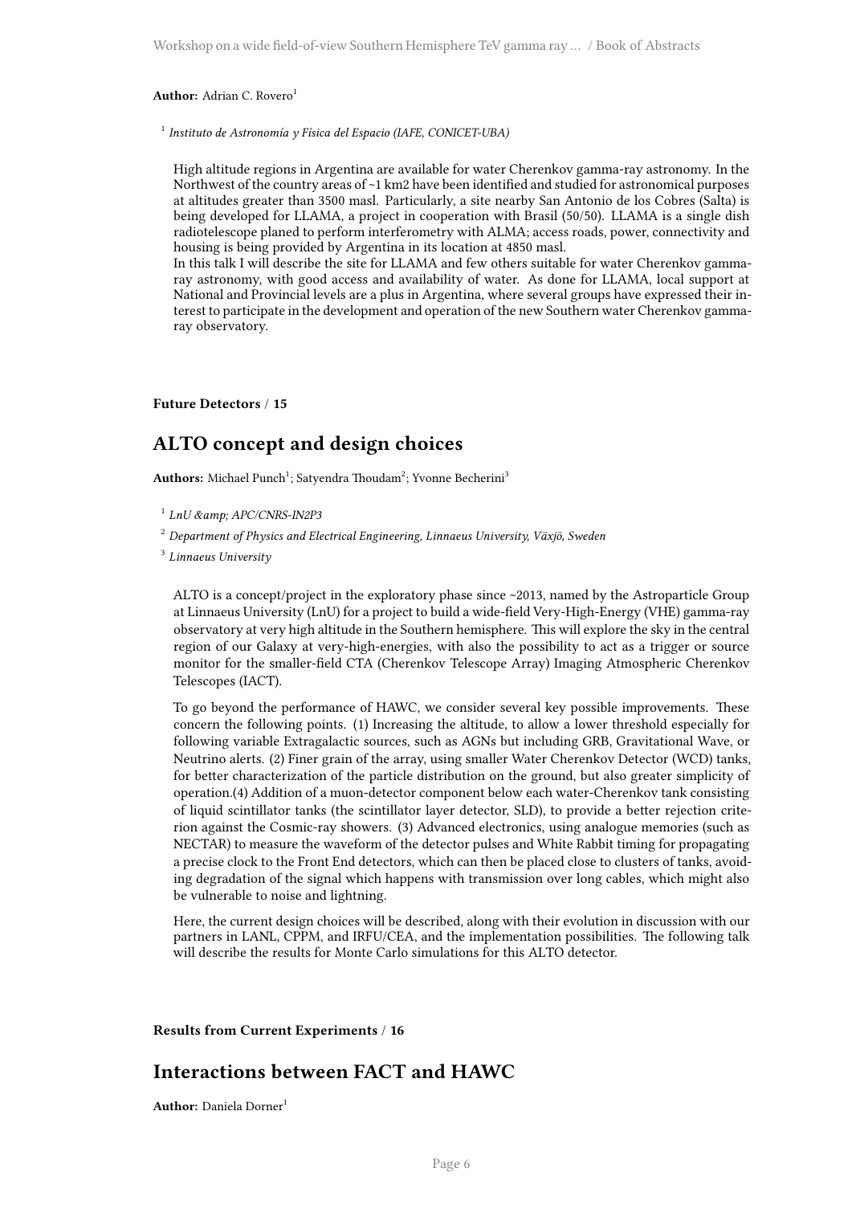**Author:** Adrian C. Rovero[1]

[1] *Instituto de Astronomía y Física del Espacio (IAFE, CONICET-UBA)*

High altitude regions in Argentina are available for water Cherenkov gamma-ray astronomy. In the Northwest of the country areas of ~1 km2 have been identified and studied for astronomical purposes at altitudes greater than 3500 masl. Particularly, a site nearby San Antonio de los Cobres (Salta) is being developed for LLAMA, a project in cooperation with Brasil (50/50). LLAMA is a single dish radiotelescope planed to perform interferometry with ALMA; access roads, power, connectivity and housing is being provided by Argentina in its location at 4850 masl.
In this talk I will describe the site for LLAMA and few others suitable for water Cherenkov gamma-ray astronomy, with good access and availability of water. As done for LLAMA, local support at National and Provincial levels are a plus in Argentina, where several groups have expressed their interest to participate in the development and operation of the new Southern water Cherenkov gamma-ray observatory.

**Future Detectors** / **15**

## ALTO concept and design choices

**Authors:** Michael Punch[1]; Satyendra Thoudam[2]; Yvonne Becherini[3]

[1] *LnU &amp; APC/CNRS-IN2P3*

[2] *Department of Physics and Electrical Engineering, Linnaeus University, Växjö, Sweden*

[3] *Linnaeus University*

ALTO is a concept/project in the exploratory phase since ~2013, named by the Astroparticle Group at Linnaeus University (LnU) for a project to build a wide-field Very-High-Energy (VHE) gamma-ray observatory at very high altitude in the Southern hemisphere. This will explore the sky in the central region of our Galaxy at very-high-energies, with also the possibility to act as a trigger or source monitor for the smaller-field CTA (Cherenkov Telescope Array) Imaging Atmospheric Cherenkov Telescopes (IACT).

To go beyond the performance of HAWC, we consider several key possible improvements. These concern the following points. (1) Increasing the altitude, to allow a lower threshold especially for following variable Extragalactic sources, such as AGNs but including GRB, Gravitational Wave, or Neutrino alerts. (2) Finer grain of the array, using smaller Water Cherenkov Detector (WCD) tanks, for better characterization of the particle distribution on the ground, but also greater simplicity of operation.(4) Addition of a muon-detector component below each water-Cherenkov tank consisting of liquid scintillator tanks (the scintillator layer detector, SLD), to provide a better rejection criterion against the Cosmic-ray showers. (3) Advanced electronics, using analogue memories (such as NECTAR) to measure the waveform of the detector pulses and White Rabbit timing for propagating a precise clock to the Front End detectors, which can then be placed close to clusters of tanks, avoiding degradation of the signal which happens with transmission over long cables, which might also be vulnerable to noise and lightning.

Here, the current design choices will be described, along with their evolution in discussion with our partners in LANL, CPPM, and IRFU/CEA, and the implementation possibilities. The following talk will describe the results for Monte Carlo simulations for this ALTO detector.

**Results from Current Experiments** / **16**

## Interactions between FACT and HAWC

**Author:** Daniela Dorner[1]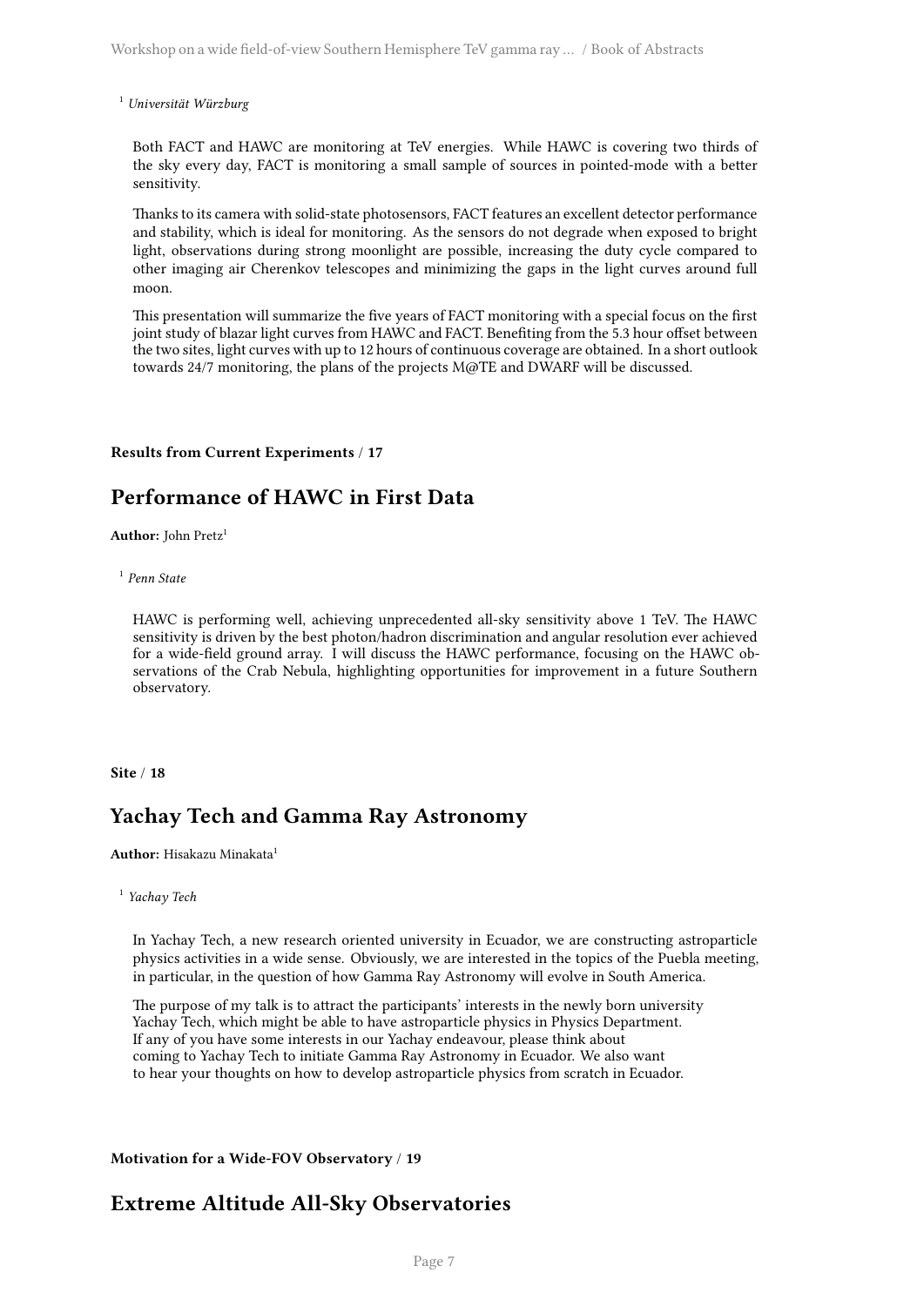[1] *Universität Würzburg*

Both FACT and HAWC are monitoring at TeV energies. While HAWC is covering two thirds of the sky every day, FACT is monitoring a small sample of sources in pointed-mode with a better sensitivity.

Thanks to its camera with solid-state photosensors, FACT features an excellent detector performance and stability, which is ideal for monitoring. As the sensors do not degrade when exposed to bright light, observations during strong moonlight are possible, increasing the duty cycle compared to other imaging air Cherenkov telescopes and minimizing the gaps in the light curves around full moon.

This presentation will summarize the five years of FACT monitoring with a special focus on the first joint study of blazar light curves from HAWC and FACT. Benefiting from the 5.3 hour offset between the two sites, light curves with up to 12 hours of continuous coverage are obtained. In a short outlook towards 24/7 monitoring, the plans of the projects M@TE and DWARF will be discussed.

**Results from Current Experiments / 17**

## Performance of HAWC in First Data

**Author:** John Pretz[1]

[1] *Penn State*

HAWC is performing well, achieving unprecedented all-sky sensitivity above 1 TeV. The HAWC sensitivity is driven by the best photon/hadron discrimination and angular resolution ever achieved for a wide-field ground array. I will discuss the HAWC performance, focusing on the HAWC observations of the Crab Nebula, highlighting opportunities for improvement in a future Southern observatory.

**Site / 18**

## Yachay Tech and Gamma Ray Astronomy

**Author:** Hisakazu Minakata[1]

[1] *Yachay Tech*

In Yachay Tech, a new research oriented university in Ecuador, we are constructing astroparticle physics activities in a wide sense. Obviously, we are interested in the topics of the Puebla meeting, in particular, in the question of how Gamma Ray Astronomy will evolve in South America.

The purpose of my talk is to attract the participants' interests in the newly born university Yachay Tech, which might be able to have astroparticle physics in Physics Department. If any of you have some interests in our Yachay endeavour, please think about coming to Yachay Tech to initiate Gamma Ray Astronomy in Ecuador. We also want to hear your thoughts on how to develop astroparticle physics from scratch in Ecuador.

**Motivation for a Wide-FOV Observatory / 19**

## Extreme Altitude All-Sky Observatories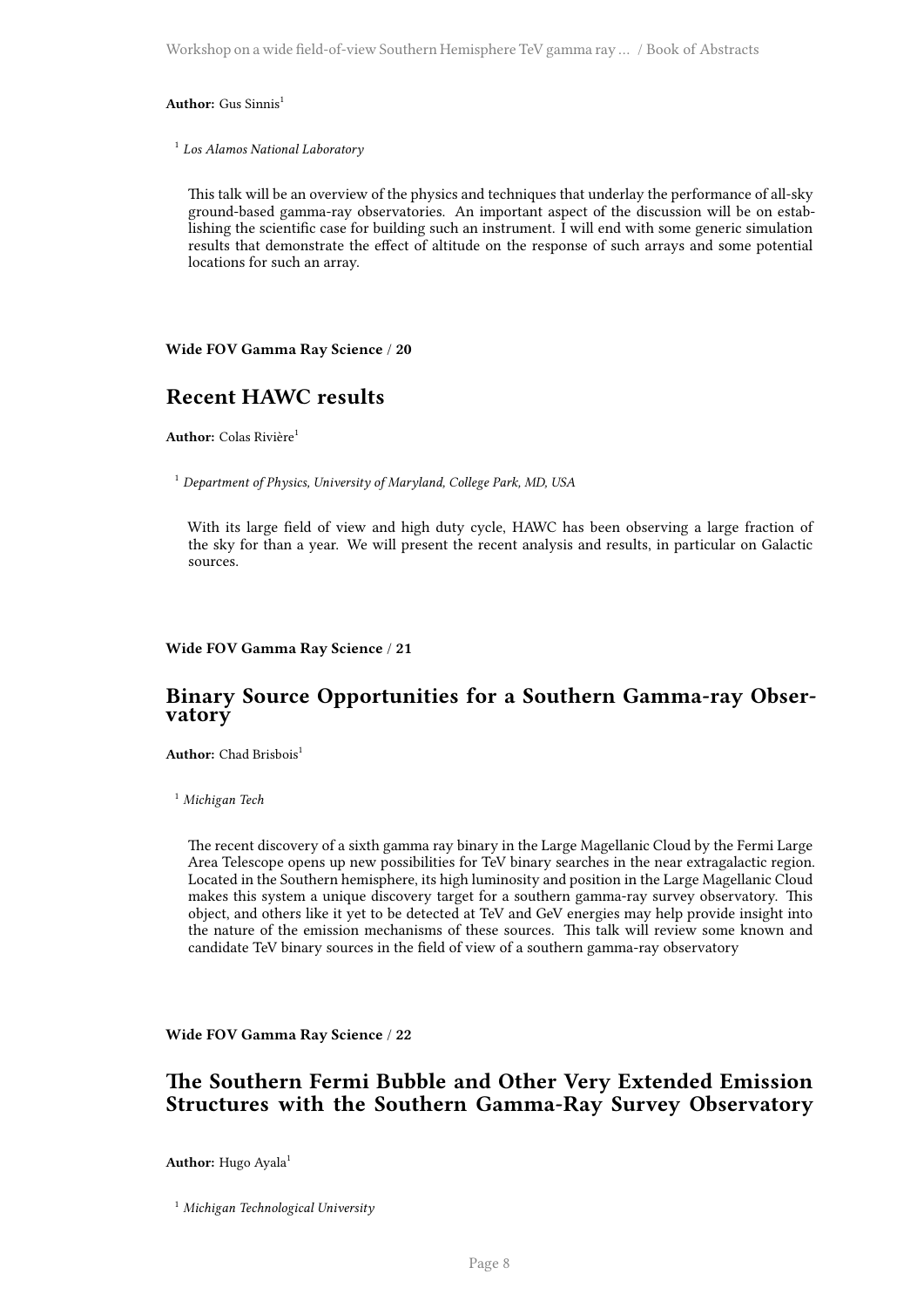**Author:** Gus Sinnis[1]

[1] *Los Alamos National Laboratory*

This talk will be an overview of the physics and techniques that underlay the performance of all-sky ground-based gamma-ray observatories. An important aspect of the discussion will be on establishing the scientific case for building such an instrument. I will end with some generic simulation results that demonstrate the effect of altitude on the response of such arrays and some potential locations for such an array.

**Wide FOV Gamma Ray Science / 20**

## Recent HAWC results

**Author:** Colas Rivière[1]

[1] *Department of Physics, University of Maryland, College Park, MD, USA*

With its large field of view and high duty cycle, HAWC has been observing a large fraction of the sky for than a year. We will present the recent analysis and results, in particular on Galactic sources.

**Wide FOV Gamma Ray Science / 21**

## Binary Source Opportunities for a Southern Gamma-ray Observatory

**Author:** Chad Brisbois[1]

[1] *Michigan Tech*

The recent discovery of a sixth gamma ray binary in the Large Magellanic Cloud by the Fermi Large Area Telescope opens up new possibilities for TeV binary searches in the near extragalactic region. Located in the Southern hemisphere, its high luminosity and position in the Large Magellanic Cloud makes this system a unique discovery target for a southern gamma-ray survey observatory. This object, and others like it yet to be detected at TeV and GeV energies may help provide insight into the nature of the emission mechanisms of these sources. This talk will review some known and candidate TeV binary sources in the field of view of a southern gamma-ray observatory

**Wide FOV Gamma Ray Science / 22**

## The Southern Fermi Bubble and Other Very Extended Emission Structures with the Southern Gamma-Ray Survey Observatory

**Author:** Hugo Ayala[1]

[1] *Michigan Technological University*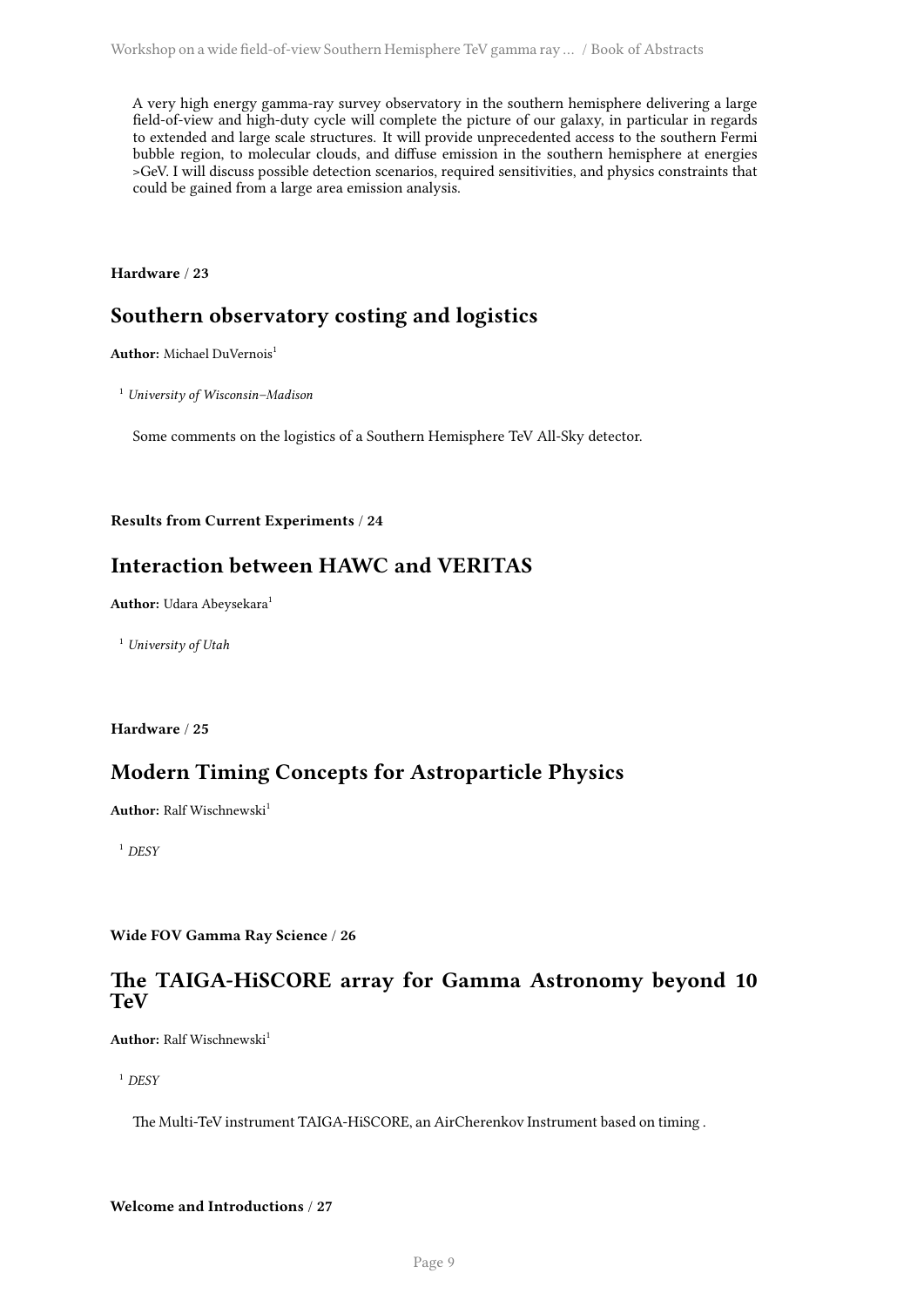A very high energy gamma-ray survey observatory in the southern hemisphere delivering a large field-of-view and high-duty cycle will complete the picture of our galaxy, in particular in regards to extended and large scale structures. It will provide unprecedented access to the southern Fermi bubble region, to molecular clouds, and diffuse emission in the southern hemisphere at energies >GeV. I will discuss possible detection scenarios, required sensitivities, and physics constraints that could be gained from a large area emission analysis.

**Hardware** / **23**

## Southern observatory costing and logistics

**Author:** Michael DuVernois[1]

[1] *University of Wisconsin–Madison*

Some comments on the logistics of a Southern Hemisphere TeV All-Sky detector.

**Results from Current Experiments** / **24**

## Interaction between HAWC and VERITAS

**Author:** Udara Abeysekara[1]

[1] *University of Utah*

**Hardware** / **25**

## Modern Timing Concepts for Astroparticle Physics

**Author:** Ralf Wischnewski[1]

[1] *DESY*

**Wide FOV Gamma Ray Science** / **26**

## The TAIGA-HiSCORE array for Gamma Astronomy beyond 10 TeV

**Author:** Ralf Wischnewski[1]

[1] *DESY*

The Multi-TeV instrument TAIGA-HiSCORE, an AirCherenkov Instrument based on timing .

**Welcome and Introductions** / **27**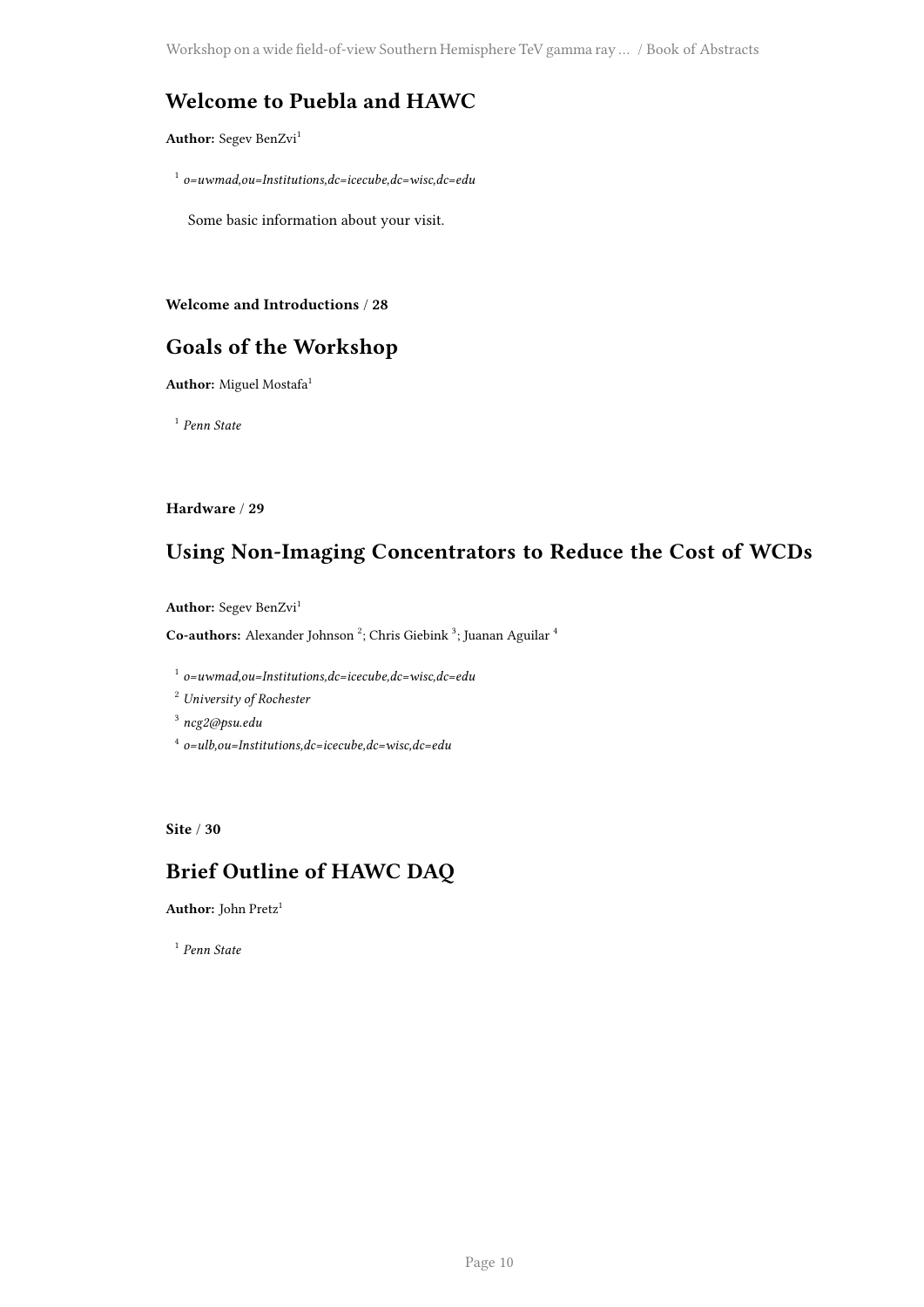## Welcome to Puebla and HAWC

**Author:** Segev BenZvi[1]

[1] *o=uwmad,ou=Institutions,dc=icecube,dc=wisc,dc=edu*

Some basic information about your visit.

**Welcome and Introductions / 28**

## Goals of the Workshop

**Author:** Miguel Mostafa[1]

[1] *Penn State*

**Hardware / 29**

## Using Non-Imaging Concentrators to Reduce the Cost of WCDs

**Author:** Segev BenZvi[1]

**Co-authors:** Alexander Johnson [2]; Chris Giebink [3]; Juanan Aguilar [4]

[1] *o=uwmad,ou=Institutions,dc=icecube,dc=wisc,dc=edu*

[2] *University of Rochester*

[3] *ncg2@psu.edu*

[4] *o=ulb,ou=Institutions,dc=icecube,dc=wisc,dc=edu*

**Site / 30**

## Brief Outline of HAWC DAQ

**Author:** John Pretz[1]

[1] *Penn State*